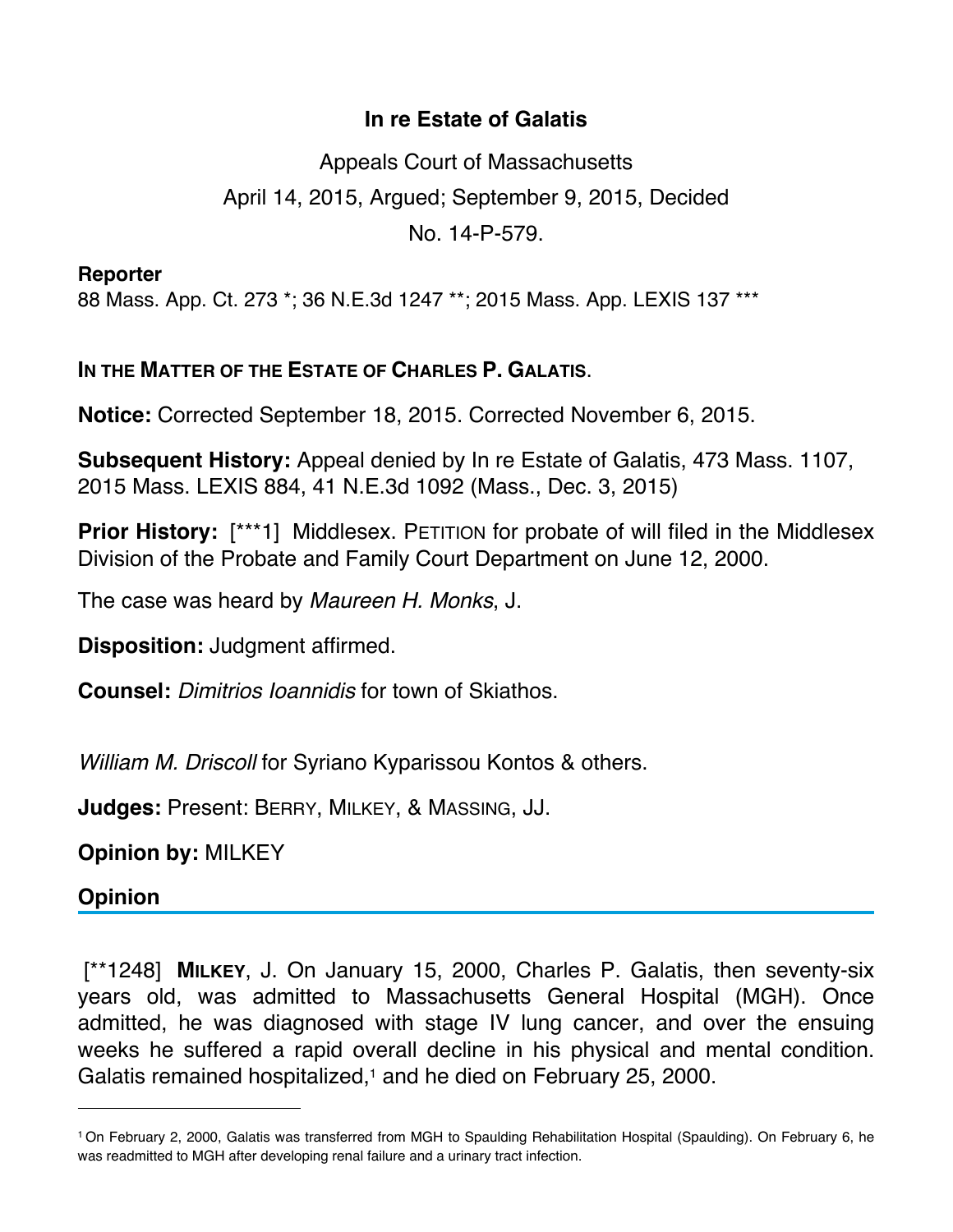# In re Estate of Galatis

Appeals Court of Massachusetts

April 14, 2015, Argued; September 9, 2015, Decided

No. 14-P-579.

**Reporter**

88 Mass. App. Ct. 273 *; 36 N.E.3d 1247 **; 2015 Mass. App. LEXIS 137 ***

**IN THE MATTER OF THE ESTATE OF CHARLES P. GALATIS.**

**Notice:** Corrected September 18, 2015. Corrected November 6, 2015.

**Subsequent History:** Appeal denied by In re Estate of Galatis, 473 Mass. 1107, 2015 Mass. LEXIS 884, 41 N.E.3d 1092 (Mass., Dec. 3, 2015)

**Prior History:** [***1] Middlesex. PETITION for probate of will filed in the Middlesex Division of the Probate and Family Court Department on June 12, 2000.

The case was heard by *Maureen H. Monks*, J.

**Disposition:** Judgment affirmed.

**Counsel:** *Dimitrios Ioannidis* for town of Skiathos.

*William M. Driscoll* for Syriano Kyparissou Kontos & others.

**Judges:** Present: BERRY, MILKEY, & MASSING, JJ.

**Opinion by:** MILKEY

## Opinion

[**1248] **MILKEY**, J. On January 15, 2000, Charles P. Galatis, then seventy-six years old, was admitted to Massachusetts General Hospital (MGH). Once admitted, he was diagnosed with stage IV lung cancer, and over the ensuing weeks he suffered a rapid overall decline in his physical and mental condition. Galatis remained hospitalized,[1] and he died on February 25, 2000.

---

[1] On February 2, 2000, Galatis was transferred from MGH to Spaulding Rehabilitation Hospital (Spaulding). On February 6, he was readmitted to MGH after developing renal failure and a urinary tract infection.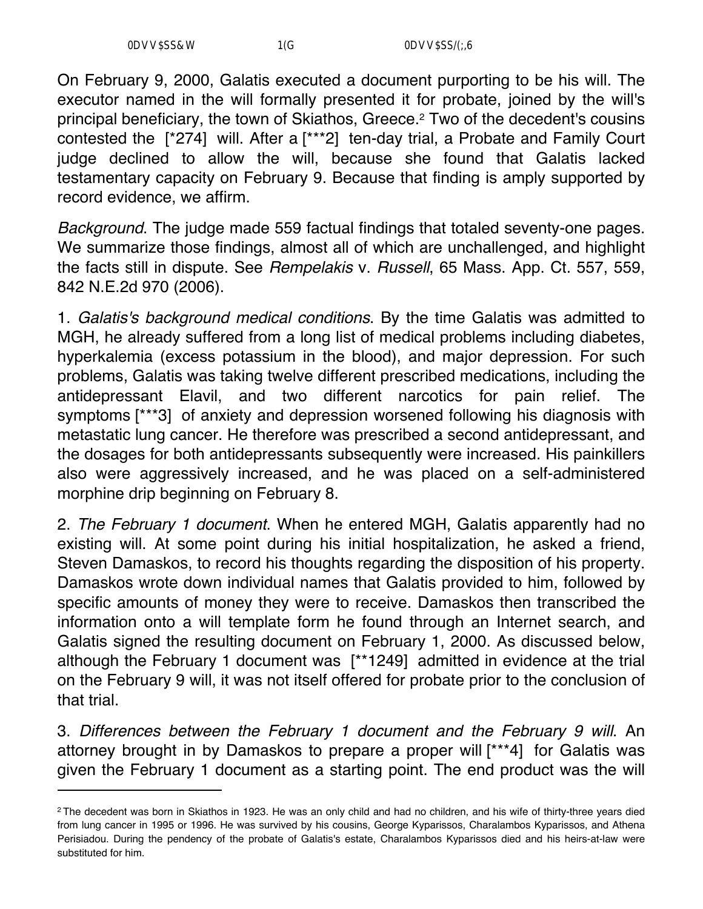On February 9, 2000, Galatis executed a document purporting to be his will. The executor named in the will formally presented it for probate, joined by the will's principal beneficiary, the town of Skiathos, Greece.[2] Two of the decedent's cousins contested the [*274] will. After a [***2] ten-day trial, a Probate and Family Court judge declined to allow the will, because she found that Galatis lacked testamentary capacity on February 9. Because that finding is amply supported by record evidence, we affirm.

*Background*. The judge made 559 factual findings that totaled seventy-one pages. We summarize those findings, almost all of which are unchallenged, and highlight the facts still in dispute. See *Rempelakis* v. *Russell*, 65 Mass. App. Ct. 557, 559, 842 N.E.2d 970 (2006).

1. *Galatis's background medical conditions*. By the time Galatis was admitted to MGH, he already suffered from a long list of medical problems including diabetes, hyperkalemia (excess potassium in the blood), and major depression. For such problems, Galatis was taking twelve different prescribed medications, including the antidepressant Elavil, and two different narcotics for pain relief. The symptoms [***3] of anxiety and depression worsened following his diagnosis with metastatic lung cancer. He therefore was prescribed a second antidepressant, and the dosages for both antidepressants subsequently were increased. His painkillers also were aggressively increased, and he was placed on a self-administered morphine drip beginning on February 8.

2. *The February 1 document*. When he entered MGH, Galatis apparently had no existing will. At some point during his initial hospitalization, he asked a friend, Steven Damaskos, to record his thoughts regarding the disposition of his property. Damaskos wrote down individual names that Galatis provided to him, followed by specific amounts of money they were to receive. Damaskos then transcribed the information onto a will template form he found through an Internet search, and Galatis signed the resulting document on February 1, 2000. As discussed below, although the February 1 document was [**1249] admitted in evidence at the trial on the February 9 will, it was not itself offered for probate prior to the conclusion of that trial.

3. *Differences between the February 1 document and the February 9 will*. An attorney brought in by Damaskos to prepare a proper will [***4] for Galatis was given the February 1 document as a starting point. The end product was the will

---

[2] The decedent was born in Skiathos in 1923. He was an only child and had no children, and his wife of thirty-three years died from lung cancer in 1995 or 1996. He was survived by his cousins, George Kyparissos, Charalambos Kyparissos, and Athena Perisiadou. During the pendency of the probate of Galatis's estate, Charalambos Kyparissos died and his heirs-at-law were substituted for him.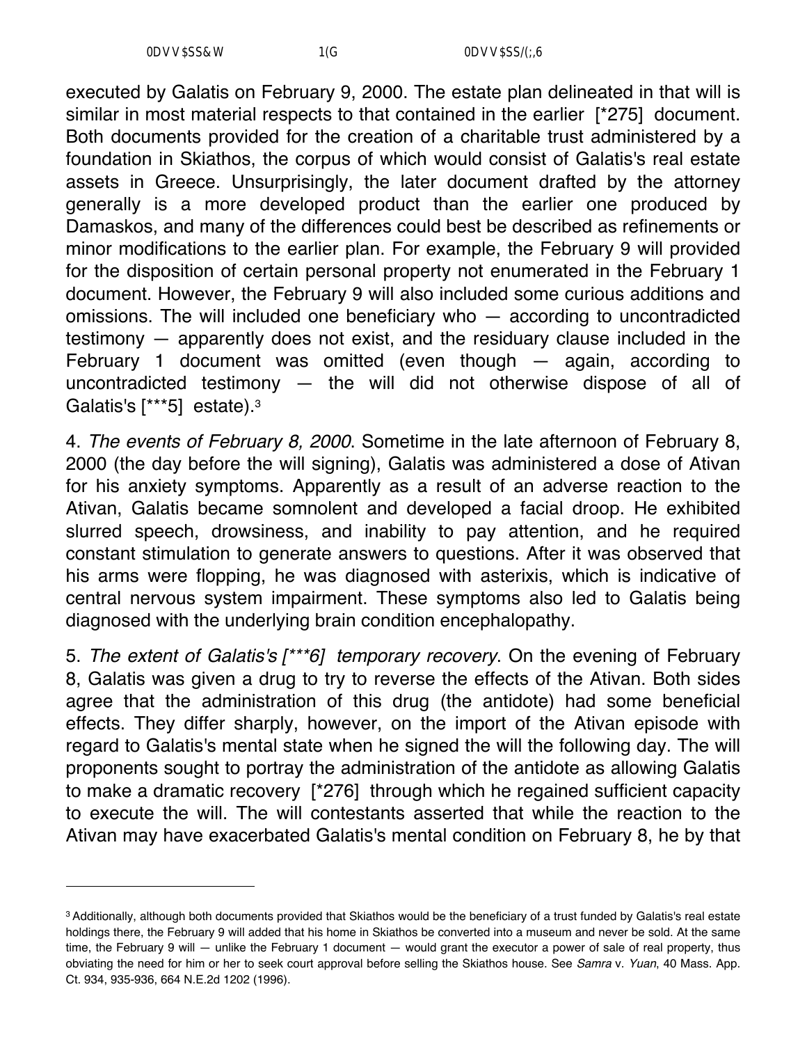executed by Galatis on February 9, 2000. The estate plan delineated in that will is similar in most material respects to that contained in the earlier [*275] document. Both documents provided for the creation of a charitable trust administered by a foundation in Skiathos, the corpus of which would consist of Galatis's real estate assets in Greece. Unsurprisingly, the later document drafted by the attorney generally is a more developed product than the earlier one produced by Damaskos, and many of the differences could best be described as refinements or minor modifications to the earlier plan. For example, the February 9 will provided for the disposition of certain personal property not enumerated in the February 1 document. However, the February 9 will also included some curious additions and omissions. The will included one beneficiary who — according to uncontradicted testimony — apparently does not exist, and the residuary clause included in the February 1 document was omitted (even though — again, according to uncontradicted testimony — the will did not otherwise dispose of all of Galatis's [***5] estate).[3]

4. *The events of February 8, 2000*. Sometime in the late afternoon of February 8, 2000 (the day before the will signing), Galatis was administered a dose of Ativan for his anxiety symptoms. Apparently as a result of an adverse reaction to the Ativan, Galatis became somnolent and developed a facial droop. He exhibited slurred speech, drowsiness, and inability to pay attention, and he required constant stimulation to generate answers to questions. After it was observed that his arms were flopping, he was diagnosed with asterixis, which is indicative of central nervous system impairment. These symptoms also led to Galatis being diagnosed with the underlying brain condition encephalopathy.

5. *The extent of Galatis's [***6] temporary recovery*. On the evening of February 8, Galatis was given a drug to try to reverse the effects of the Ativan. Both sides agree that the administration of this drug (the antidote) had some beneficial effects. They differ sharply, however, on the import of the Ativan episode with regard to Galatis's mental state when he signed the will the following day. The will proponents sought to portray the administration of the antidote as allowing Galatis to make a dramatic recovery [*276] through which he regained sufficient capacity to execute the will. The will contestants asserted that while the reaction to the Ativan may have exacerbated Galatis's mental condition on February 8, he by that

---

[3] Additionally, although both documents provided that Skiathos would be the beneficiary of a trust funded by Galatis's real estate holdings there, the February 9 will added that his home in Skiathos be converted into a museum and never be sold. At the same time, the February 9 will — unlike the February 1 document — would grant the executor a power of sale of real property, thus obviating the need for him or her to seek court approval before selling the Skiathos house. See *Samra* v. *Yuan*, 40 Mass. App. Ct. 934, 935-936, 664 N.E.2d 1202 (1996).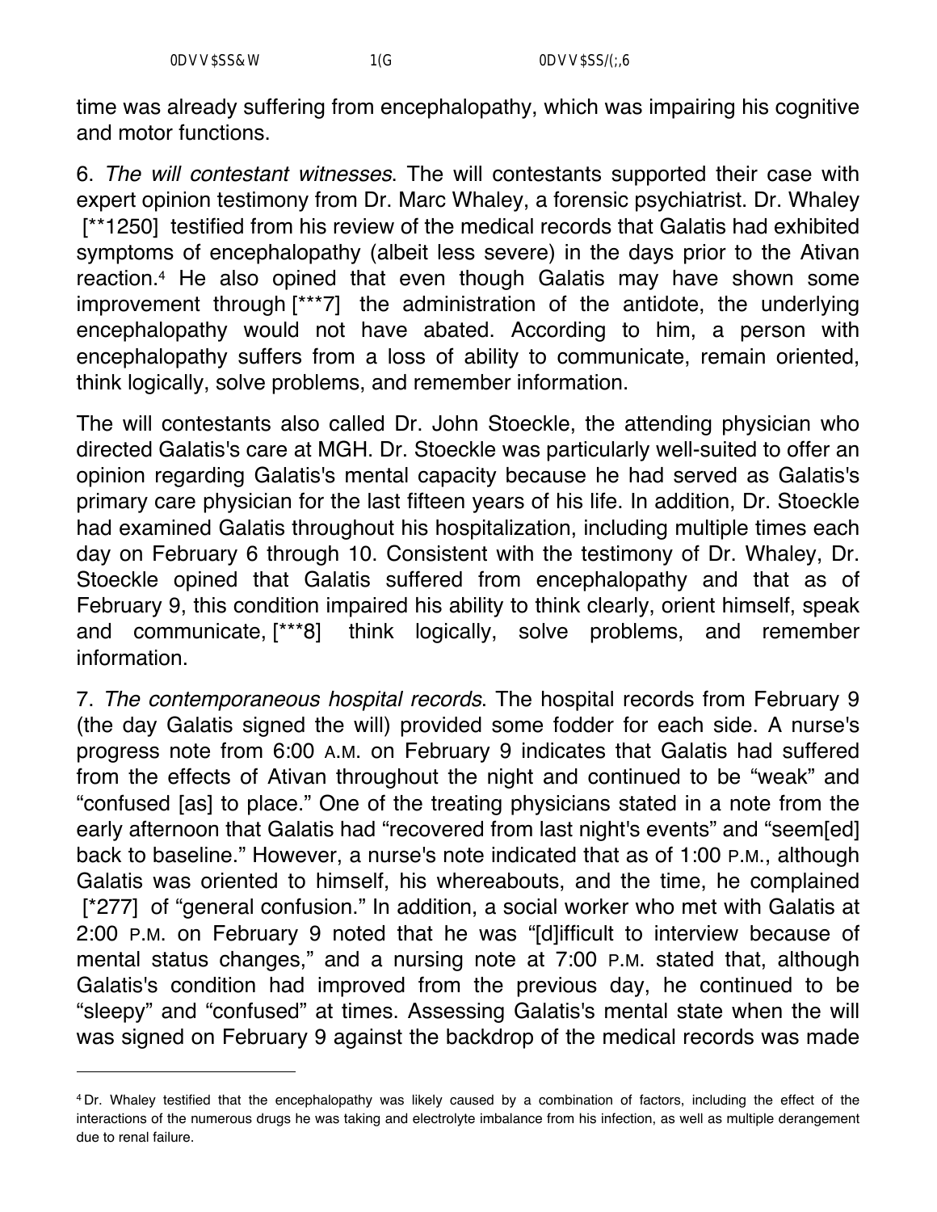time was already suffering from encephalopathy, which was impairing his cognitive and motor functions.

6. *The will contestant witnesses*. The will contestants supported their case with expert opinion testimony from Dr. Marc Whaley, a forensic psychiatrist. Dr. Whaley [**1250] testified from his review of the medical records that Galatis had exhibited symptoms of encephalopathy (albeit less severe) in the days prior to the Ativan reaction.[4] He also opined that even though Galatis may have shown some improvement through [***7] the administration of the antidote, the underlying encephalopathy would not have abated. According to him, a person with encephalopathy suffers from a loss of ability to communicate, remain oriented, think logically, solve problems, and remember information.

The will contestants also called Dr. John Stoeckle, the attending physician who directed Galatis's care at MGH. Dr. Stoeckle was particularly well-suited to offer an opinion regarding Galatis's mental capacity because he had served as Galatis's primary care physician for the last fifteen years of his life. In addition, Dr. Stoeckle had examined Galatis throughout his hospitalization, including multiple times each day on February 6 through 10. Consistent with the testimony of Dr. Whaley, Dr. Stoeckle opined that Galatis suffered from encephalopathy and that as of February 9, this condition impaired his ability to think clearly, orient himself, speak and communicate, [***8] think logically, solve problems, and remember information.

7. *The contemporaneous hospital records*. The hospital records from February 9 (the day Galatis signed the will) provided some fodder for each side. A nurse's progress note from 6:00 A.M. on February 9 indicates that Galatis had suffered from the effects of Ativan throughout the night and continued to be "weak" and "confused [as] to place." One of the treating physicians stated in a note from the early afternoon that Galatis had "recovered from last night's events" and "seem[ed] back to baseline." However, a nurse's note indicated that as of 1:00 P.M., although Galatis was oriented to himself, his whereabouts, and the time, he complained [*277] of "general confusion." In addition, a social worker who met with Galatis at 2:00 P.M. on February 9 noted that he was "[d]ifficult to interview because of mental status changes," and a nursing note at 7:00 P.M. stated that, although Galatis's condition had improved from the previous day, he continued to be "sleepy" and "confused" at times. Assessing Galatis's mental state when the will was signed on February 9 against the backdrop of the medical records was made

---

[4] Dr. Whaley testified that the encephalopathy was likely caused by a combination of factors, including the effect of the interactions of the numerous drugs he was taking and electrolyte imbalance from his infection, as well as multiple derangement due to renal failure.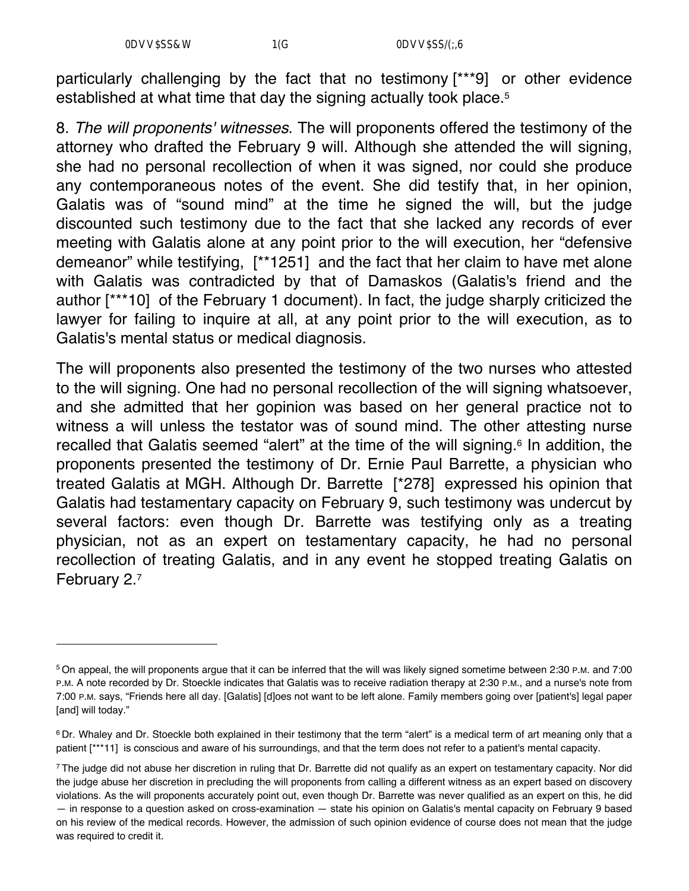particularly challenging by the fact that no testimony [***9] or other evidence established at what time that day the signing actually took place.[5]

8. *The will proponents' witnesses*. The will proponents offered the testimony of the attorney who drafted the February 9 will. Although she attended the will signing, she had no personal recollection of when it was signed, nor could she produce any contemporaneous notes of the event. She did testify that, in her opinion, Galatis was of "sound mind" at the time he signed the will, but the judge discounted such testimony due to the fact that she lacked any records of ever meeting with Galatis alone at any point prior to the will execution, her "defensive demeanor" while testifying, [**1251] and the fact that her claim to have met alone with Galatis was contradicted by that of Damaskos (Galatis's friend and the author [***10] of the February 1 document). In fact, the judge sharply criticized the lawyer for failing to inquire at all, at any point prior to the will execution, as to Galatis's mental status or medical diagnosis.

The will proponents also presented the testimony of the two nurses who attested to the will signing. One had no personal recollection of the will signing whatsoever, and she admitted that her gopinion was based on her general practice not to witness a will unless the testator was of sound mind. The other attesting nurse recalled that Galatis seemed "alert" at the time of the will signing.[6] In addition, the proponents presented the testimony of Dr. Ernie Paul Barrette, a physician who treated Galatis at MGH. Although Dr. Barrette [*278] expressed his opinion that Galatis had testamentary capacity on February 9, such testimony was undercut by several factors: even though Dr. Barrette was testifying only as a treating physician, not as an expert on testamentary capacity, he had no personal recollection of treating Galatis, and in any event he stopped treating Galatis on February 2.[7]

---

[5] On appeal, the will proponents argue that it can be inferred that the will was likely signed sometime between 2:30 P.M. and 7:00 P.M. A note recorded by Dr. Stoeckle indicates that Galatis was to receive radiation therapy at 2:30 P.M., and a nurse's note from 7:00 P.M. says, "Friends here all day. [Galatis] [d]oes not want to be left alone. Family members going over [patient's] legal paper [and] will today."

[6] Dr. Whaley and Dr. Stoeckle both explained in their testimony that the term "alert" is a medical term of art meaning only that a patient [***11] is conscious and aware of his surroundings, and that the term does not refer to a patient's mental capacity.

[7] The judge did not abuse her discretion in ruling that Dr. Barrette did not qualify as an expert on testamentary capacity. Nor did the judge abuse her discretion in precluding the will proponents from calling a different witness as an expert based on discovery violations. As the will proponents accurately point out, even though Dr. Barrette was never qualified as an expert on this, he did — in response to a question asked on cross-examination — state his opinion on Galatis's mental capacity on February 9 based on his review of the medical records. However, the admission of such opinion evidence of course does not mean that the judge was required to credit it.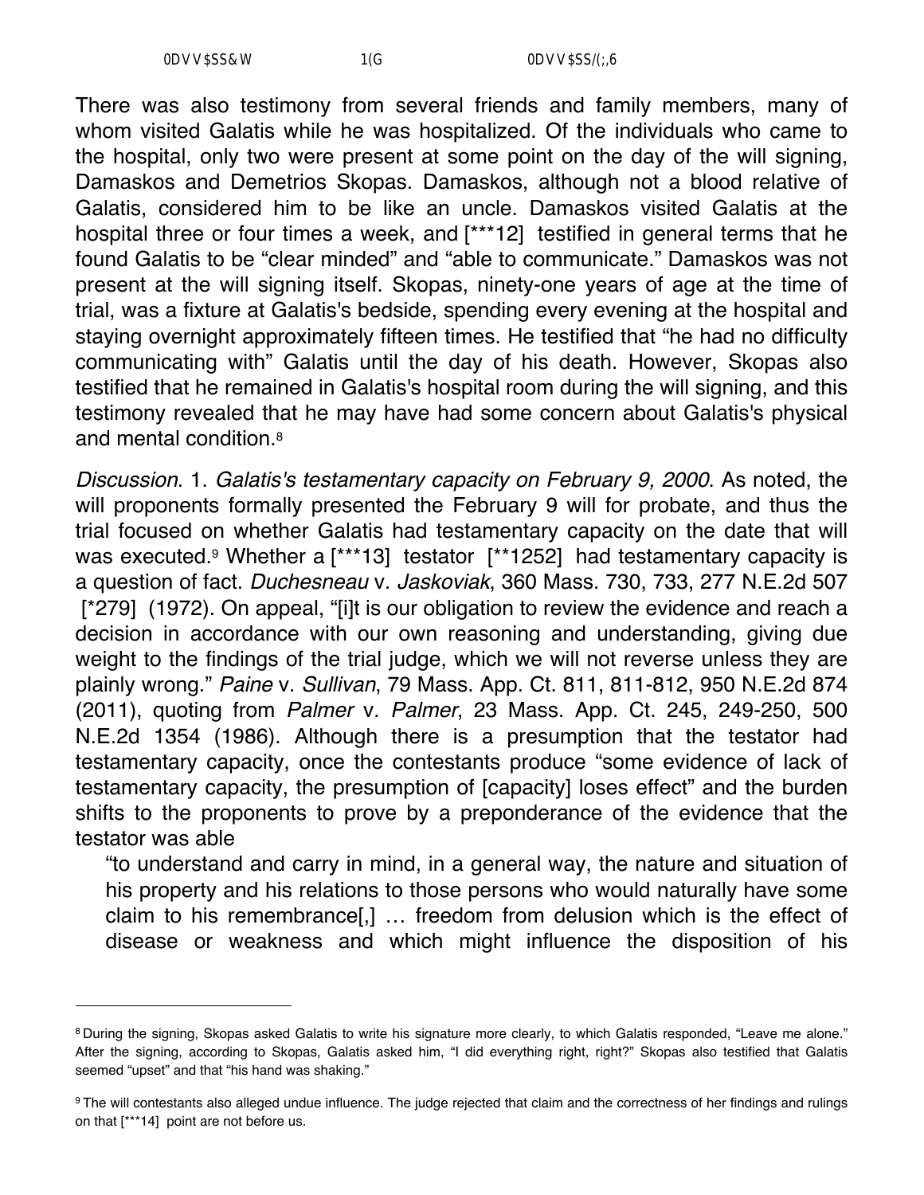There was also testimony from several friends and family members, many of whom visited Galatis while he was hospitalized. Of the individuals who came to the hospital, only two were present at some point on the day of the will signing, Damaskos and Demetrios Skopas. Damaskos, although not a blood relative of Galatis, considered him to be like an uncle. Damaskos visited Galatis at the hospital three or four times a week, and [***12] testified in general terms that he found Galatis to be "clear minded" and "able to communicate." Damaskos was not present at the will signing itself. Skopas, ninety-one years of age at the time of trial, was a fixture at Galatis's bedside, spending every evening at the hospital and staying overnight approximately fifteen times. He testified that "he had no difficulty communicating with" Galatis until the day of his death. However, Skopas also testified that he remained in Galatis's hospital room during the will signing, and this testimony revealed that he may have had some concern about Galatis's physical and mental condition.[8]

*Discussion*. 1. *Galatis's testamentary capacity on February 9, 2000*. As noted, the will proponents formally presented the February 9 will for probate, and thus the trial focused on whether Galatis had testamentary capacity on the date that will was executed.[9] Whether a [***13] testator [**1252] had testamentary capacity is a question of fact. *Duchesneau* v. *Jaskoviak*, 360 Mass. 730, 733, 277 N.E.2d 507 [*279] (1972). On appeal, "[i]t is our obligation to review the evidence and reach a decision in accordance with our own reasoning and understanding, giving due weight to the findings of the trial judge, which we will not reverse unless they are plainly wrong." *Paine* v. *Sullivan*, 79 Mass. App. Ct. 811, 811-812, 950 N.E.2d 874 (2011), quoting from *Palmer* v. *Palmer*, 23 Mass. App. Ct. 245, 249-250, 500 N.E.2d 1354 (1986). Although there is a presumption that the testator had testamentary capacity, once the contestants produce "some evidence of lack of testamentary capacity, the presumption of [capacity] loses effect" and the burden shifts to the proponents to prove by a preponderance of the evidence that the testator was able

> "to understand and carry in mind, in a general way, the nature and situation of his property and his relations to those persons who would naturally have some claim to his remembrance[,] … freedom from delusion which is the effect of disease or weakness and which might influence the disposition of his

---

[8] During the signing, Skopas asked Galatis to write his signature more clearly, to which Galatis responded, "Leave me alone." After the signing, according to Skopas, Galatis asked him, "I did everything right, right?" Skopas also testified that Galatis seemed "upset" and that "his hand was shaking."

[9] The will contestants also alleged undue influence. The judge rejected that claim and the correctness of her findings and rulings on that [***14] point are not before us.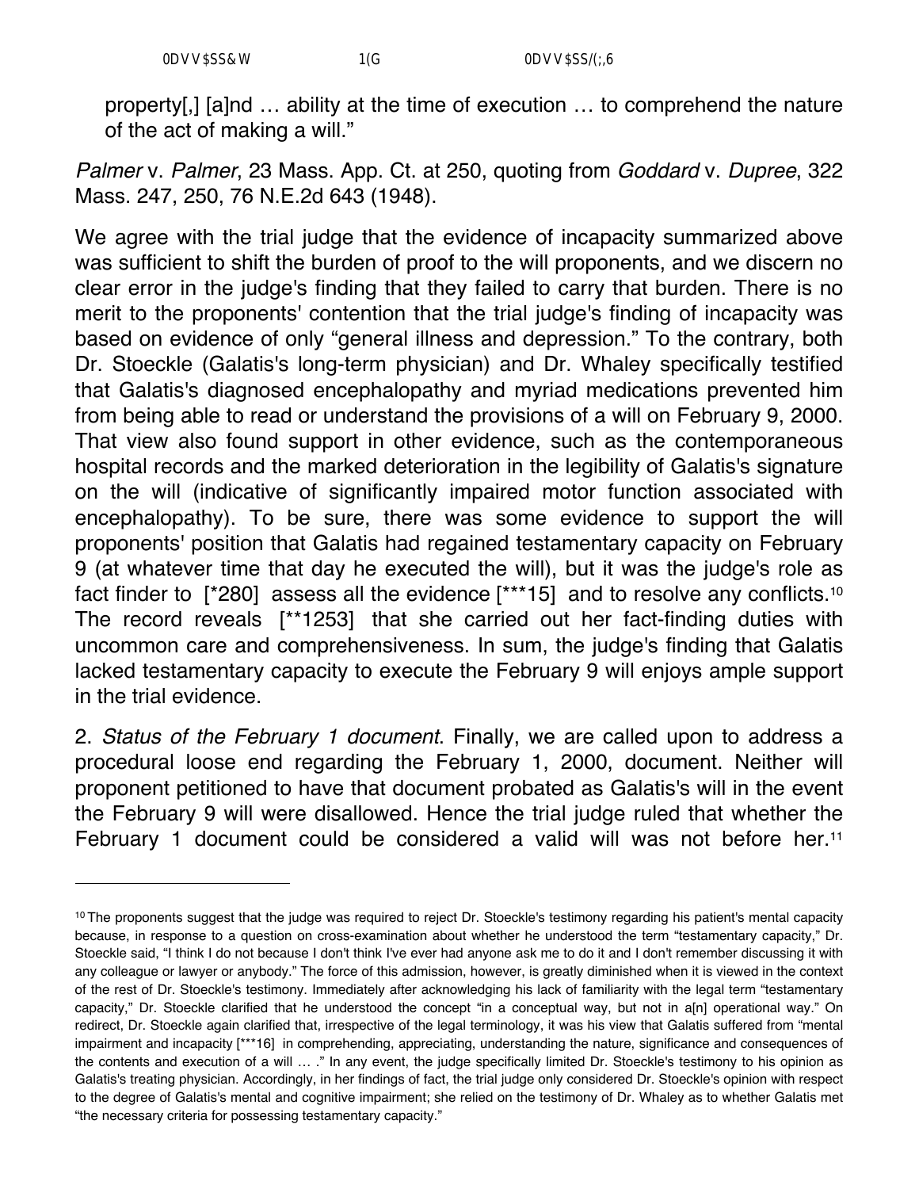property[,] [a]nd … ability at the time of execution … to comprehend the nature of the act of making a will."

*Palmer* v. *Palmer*, 23 Mass. App. Ct. at 250, quoting from *Goddard* v. *Dupree*, 322 Mass. 247, 250, 76 N.E.2d 643 (1948).

We agree with the trial judge that the evidence of incapacity summarized above was sufficient to shift the burden of proof to the will proponents, and we discern no clear error in the judge's finding that they failed to carry that burden. There is no merit to the proponents' contention that the trial judge's finding of incapacity was based on evidence of only "general illness and depression." To the contrary, both Dr. Stoeckle (Galatis's long-term physician) and Dr. Whaley specifically testified that Galatis's diagnosed encephalopathy and myriad medications prevented him from being able to read or understand the provisions of a will on February 9, 2000. That view also found support in other evidence, such as the contemporaneous hospital records and the marked deterioration in the legibility of Galatis's signature on the will (indicative of significantly impaired motor function associated with encephalopathy). To be sure, there was some evidence to support the will proponents' position that Galatis had regained testamentary capacity on February 9 (at whatever time that day he executed the will), but it was the judge's role as fact finder to [*280] assess all the evidence [***15] and to resolve any conflicts.[10] The record reveals [**1253] that she carried out her fact-finding duties with uncommon care and comprehensiveness. In sum, the judge's finding that Galatis lacked testamentary capacity to execute the February 9 will enjoys ample support in the trial evidence.

2. *Status of the February 1 document*. Finally, we are called upon to address a procedural loose end regarding the February 1, 2000, document. Neither will proponent petitioned to have that document probated as Galatis's will in the event the February 9 will were disallowed. Hence the trial judge ruled that whether the February 1 document could be considered a valid will was not before her.[11]

---

[10] The proponents suggest that the judge was required to reject Dr. Stoeckle's testimony regarding his patient's mental capacity because, in response to a question on cross-examination about whether he understood the term "testamentary capacity," Dr. Stoeckle said, "I think I do not because I don't think I've ever had anyone ask me to do it and I don't remember discussing it with any colleague or lawyer or anybody." The force of this admission, however, is greatly diminished when it is viewed in the context of the rest of Dr. Stoeckle's testimony. Immediately after acknowledging his lack of familiarity with the legal term "testamentary capacity," Dr. Stoeckle clarified that he understood the concept "in a conceptual way, but not in a[n] operational way." On redirect, Dr. Stoeckle again clarified that, irrespective of the legal terminology, it was his view that Galatis suffered from "mental impairment and incapacity [***16] in comprehending, appreciating, understanding the nature, significance and consequences of the contents and execution of a will … ." In any event, the judge specifically limited Dr. Stoeckle's testimony to his opinion as Galatis's treating physician. Accordingly, in her findings of fact, the trial judge only considered Dr. Stoeckle's opinion with respect to the degree of Galatis's mental and cognitive impairment; she relied on the testimony of Dr. Whaley as to whether Galatis met "the necessary criteria for possessing testamentary capacity."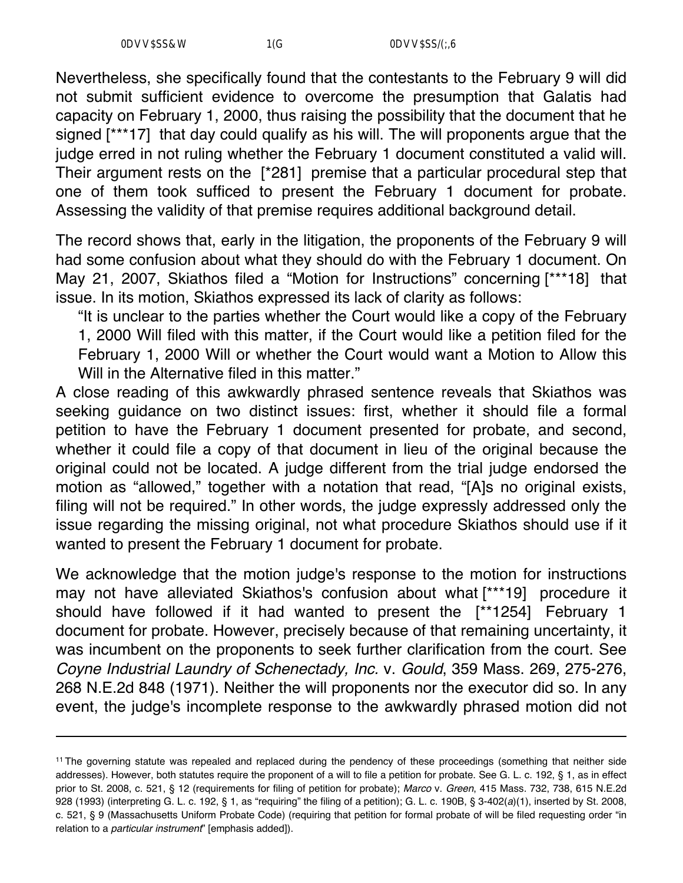Nevertheless, she specifically found that the contestants to the February 9 will did not submit sufficient evidence to overcome the presumption that Galatis had capacity on February 1, 2000, thus raising the possibility that the document that he signed [***17] that day could qualify as his will. The will proponents argue that the judge erred in not ruling whether the February 1 document constituted a valid will. Their argument rests on the [*281] premise that a particular procedural step that one of them took sufficed to present the February 1 document for probate. Assessing the validity of that premise requires additional background detail.

The record shows that, early in the litigation, the proponents of the February 9 will had some confusion about what they should do with the February 1 document. On May 21, 2007, Skiathos filed a "Motion for Instructions" concerning [***18] that issue. In its motion, Skiathos expressed its lack of clarity as follows:

> "It is unclear to the parties whether the Court would like a copy of the February 1, 2000 Will filed with this matter, if the Court would like a petition filed for the February 1, 2000 Will or whether the Court would want a Motion to Allow this Will in the Alternative filed in this matter."

A close reading of this awkwardly phrased sentence reveals that Skiathos was seeking guidance on two distinct issues: first, whether it should file a formal petition to have the February 1 document presented for probate, and second, whether it could file a copy of that document in lieu of the original because the original could not be located. A judge different from the trial judge endorsed the motion as "allowed," together with a notation that read, "[A]s no original exists, filing will not be required." In other words, the judge expressly addressed only the issue regarding the missing original, not what procedure Skiathos should use if it wanted to present the February 1 document for probate.

We acknowledge that the motion judge's response to the motion for instructions may not have alleviated Skiathos's confusion about what [***19] procedure it should have followed if it had wanted to present the [**1254] February 1 document for probate. However, precisely because of that remaining uncertainty, it was incumbent on the proponents to seek further clarification from the court. See *Coyne Industrial Laundry of Schenectady, Inc.* v. *Gould*, 359 Mass. 269, 275-276, 268 N.E.2d 848 (1971). Neither the will proponents nor the executor did so. In any event, the judge's incomplete response to the awkwardly phrased motion did not

---

[11] The governing statute was repealed and replaced during the pendency of these proceedings (something that neither side addresses). However, both statutes require the proponent of a will to file a petition for probate. See G. L. c. 192, § 1, as in effect prior to St. 2008, c. 521, § 12 (requirements for filing of petition for probate); *Marco* v. *Green*, 415 Mass. 732, 738, 615 N.E.2d 928 (1993) (interpreting G. L. c. 192, § 1, as "requiring" the filing of a petition); G. L. c. 190B, § 3-402(*a*)(1), inserted by St. 2008, c. 521, § 9 (Massachusetts Uniform Probate Code) (requiring that petition for formal probate of will be filed requesting order "in relation to a *particular instrument*" [emphasis added]).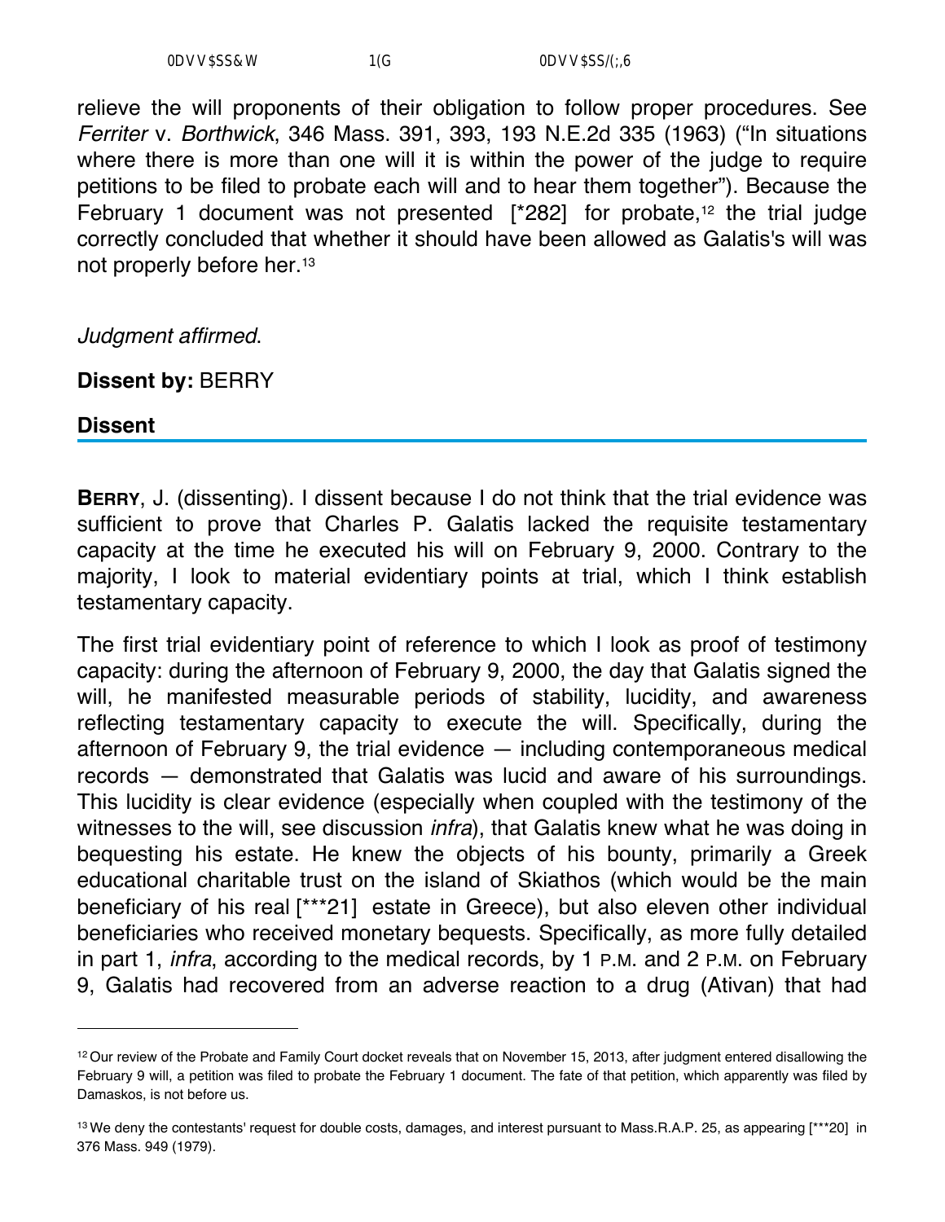relieve the will proponents of their obligation to follow proper procedures. See *Ferriter* v. *Borthwick*, 346 Mass. 391, 393, 193 N.E.2d 335 (1963) ("In situations where there is more than one will it is within the power of the judge to require petitions to be filed to probate each will and to hear them together"). Because the February 1 document was not presented [*282] for probate,[12] the trial judge correctly concluded that whether it should have been allowed as Galatis's will was not properly before her.[13]

*Judgment affirmed*.

**Dissent by:** BERRY

## Dissent

**BERRY**, J. (dissenting). I dissent because I do not think that the trial evidence was sufficient to prove that Charles P. Galatis lacked the requisite testamentary capacity at the time he executed his will on February 9, 2000. Contrary to the majority, I look to material evidentiary points at trial, which I think establish testamentary capacity.

The first trial evidentiary point of reference to which I look as proof of testimony capacity: during the afternoon of February 9, 2000, the day that Galatis signed the will, he manifested measurable periods of stability, lucidity, and awareness reflecting testamentary capacity to execute the will. Specifically, during the afternoon of February 9, the trial evidence — including contemporaneous medical records — demonstrated that Galatis was lucid and aware of his surroundings. This lucidity is clear evidence (especially when coupled with the testimony of the witnesses to the will, see discussion *infra*), that Galatis knew what he was doing in bequesting his estate. He knew the objects of his bounty, primarily a Greek educational charitable trust on the island of Skiathos (which would be the main beneficiary of his real [***21] estate in Greece), but also eleven other individual beneficiaries who received monetary bequests. Specifically, as more fully detailed in part 1, *infra*, according to the medical records, by 1 P.M. and 2 P.M. on February 9, Galatis had recovered from an adverse reaction to a drug (Ativan) that had

---

[12] Our review of the Probate and Family Court docket reveals that on November 15, 2013, after judgment entered disallowing the February 9 will, a petition was filed to probate the February 1 document. The fate of that petition, which apparently was filed by Damaskos, is not before us.

[13] We deny the contestants' request for double costs, damages, and interest pursuant to Mass.R.A.P. 25, as appearing [***20] in 376 Mass. 949 (1979).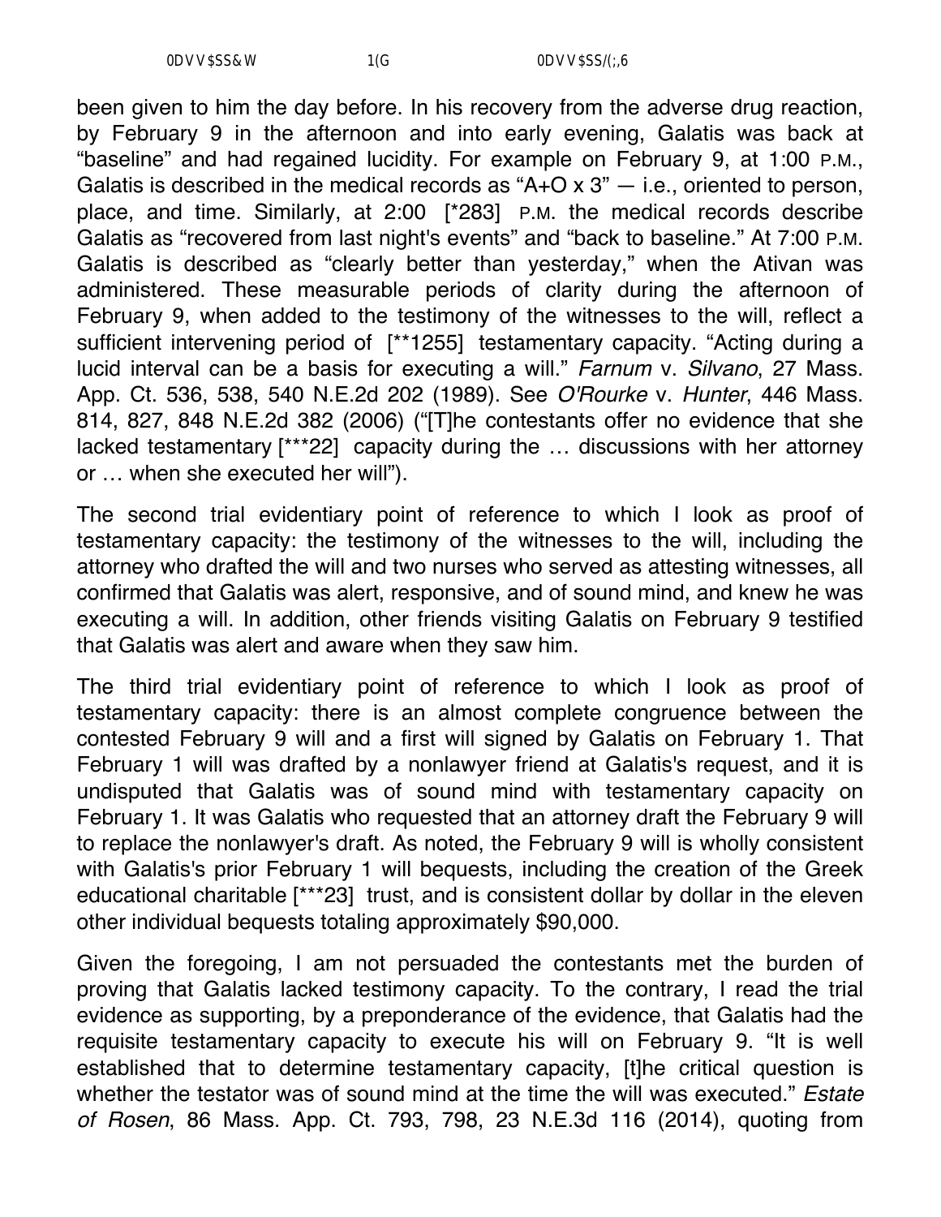been given to him the day before. In his recovery from the adverse drug reaction, by February 9 in the afternoon and into early evening, Galatis was back at "baseline" and had regained lucidity. For example on February 9, at 1:00 P.M., Galatis is described in the medical records as "A+O x 3" — i.e., oriented to person, place, and time. Similarly, at 2:00 [*283] P.M. the medical records describe Galatis as "recovered from last night's events" and "back to baseline." At 7:00 P.M. Galatis is described as "clearly better than yesterday," when the Ativan was administered. These measurable periods of clarity during the afternoon of February 9, when added to the testimony of the witnesses to the will, reflect a sufficient intervening period of [**1255] testamentary capacity. "Acting during a lucid interval can be a basis for executing a will." *Farnum* v. *Silvano*, 27 Mass. App. Ct. 536, 538, 540 N.E.2d 202 (1989). See *O'Rourke* v. *Hunter*, 446 Mass. 814, 827, 848 N.E.2d 382 (2006) ("[T]he contestants offer no evidence that she lacked testamentary [***22] capacity during the … discussions with her attorney or … when she executed her will").

The second trial evidentiary point of reference to which I look as proof of testamentary capacity: the testimony of the witnesses to the will, including the attorney who drafted the will and two nurses who served as attesting witnesses, all confirmed that Galatis was alert, responsive, and of sound mind, and knew he was executing a will. In addition, other friends visiting Galatis on February 9 testified that Galatis was alert and aware when they saw him.

The third trial evidentiary point of reference to which I look as proof of testamentary capacity: there is an almost complete congruence between the contested February 9 will and a first will signed by Galatis on February 1. That February 1 will was drafted by a nonlawyer friend at Galatis's request, and it is undisputed that Galatis was of sound mind with testamentary capacity on February 1. It was Galatis who requested that an attorney draft the February 9 will to replace the nonlawyer's draft. As noted, the February 9 will is wholly consistent with Galatis's prior February 1 will bequests, including the creation of the Greek educational charitable [***23] trust, and is consistent dollar by dollar in the eleven other individual bequests totaling approximately $90,000.

Given the foregoing, I am not persuaded the contestants met the burden of proving that Galatis lacked testimony capacity. To the contrary, I read the trial evidence as supporting, by a preponderance of the evidence, that Galatis had the requisite testamentary capacity to execute his will on February 9. "It is well established that to determine testamentary capacity, [t]he critical question is whether the testator was of sound mind at the time the will was executed." *Estate of Rosen*, 86 Mass. App. Ct. 793, 798, 23 N.E.3d 116 (2014), quoting from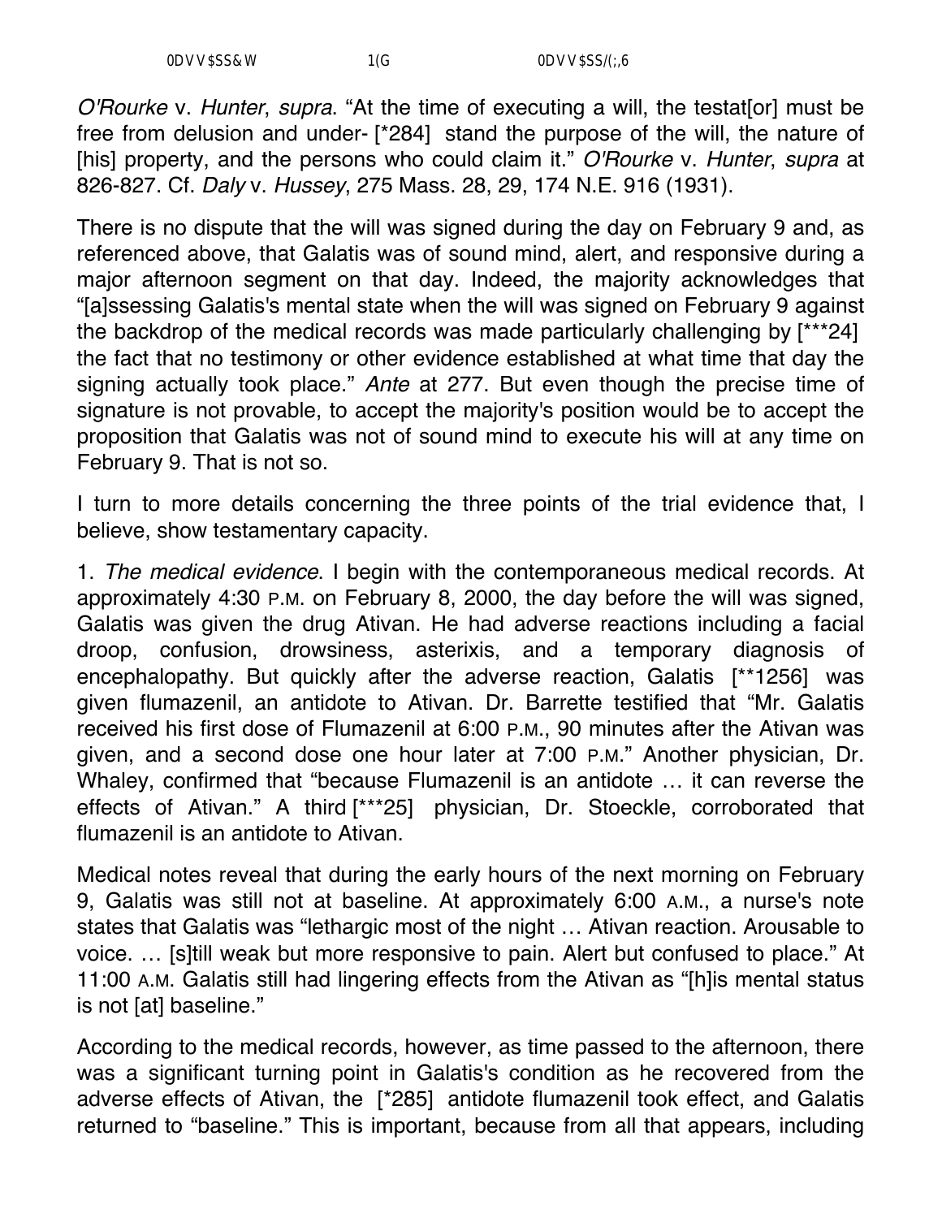*O'Rourke* v. *Hunter*, *supra*. "At the time of executing a will, the testat[or] must be free from delusion and under- [*284] stand the purpose of the will, the nature of [his] property, and the persons who could claim it." *O'Rourke* v. *Hunter*, *supra* at 826-827. Cf. *Daly* v. *Hussey*, 275 Mass. 28, 29, 174 N.E. 916 (1931).

There is no dispute that the will was signed during the day on February 9 and, as referenced above, that Galatis was of sound mind, alert, and responsive during a major afternoon segment on that day. Indeed, the majority acknowledges that "[a]ssessing Galatis's mental state when the will was signed on February 9 against the backdrop of the medical records was made particularly challenging by [***24] the fact that no testimony or other evidence established at what time that day the signing actually took place." *Ante* at 277. But even though the precise time of signature is not provable, to accept the majority's position would be to accept the proposition that Galatis was not of sound mind to execute his will at any time on February 9. That is not so.

I turn to more details concerning the three points of the trial evidence that, I believe, show testamentary capacity.

1. *The medical evidence*. I begin with the contemporaneous medical records. At approximately 4:30 P.M. on February 8, 2000, the day before the will was signed, Galatis was given the drug Ativan. He had adverse reactions including a facial droop, confusion, drowsiness, asterixis, and a temporary diagnosis of encephalopathy. But quickly after the adverse reaction, Galatis [**1256] was given flumazenil, an antidote to Ativan. Dr. Barrette testified that "Mr. Galatis received his first dose of Flumazenil at 6:00 P.M., 90 minutes after the Ativan was given, and a second dose one hour later at 7:00 P.M." Another physician, Dr. Whaley, confirmed that "because Flumazenil is an antidote … it can reverse the effects of Ativan." A third [***25] physician, Dr. Stoeckle, corroborated that flumazenil is an antidote to Ativan.

Medical notes reveal that during the early hours of the next morning on February 9, Galatis was still not at baseline. At approximately 6:00 A.M., a nurse's note states that Galatis was "lethargic most of the night … Ativan reaction. Arousable to voice. … [s]till weak but more responsive to pain. Alert but confused to place." At 11:00 A.M. Galatis still had lingering effects from the Ativan as "[h]is mental status is not [at] baseline."

According to the medical records, however, as time passed to the afternoon, there was a significant turning point in Galatis's condition as he recovered from the adverse effects of Ativan, the [*285] antidote flumazenil took effect, and Galatis returned to "baseline." This is important, because from all that appears, including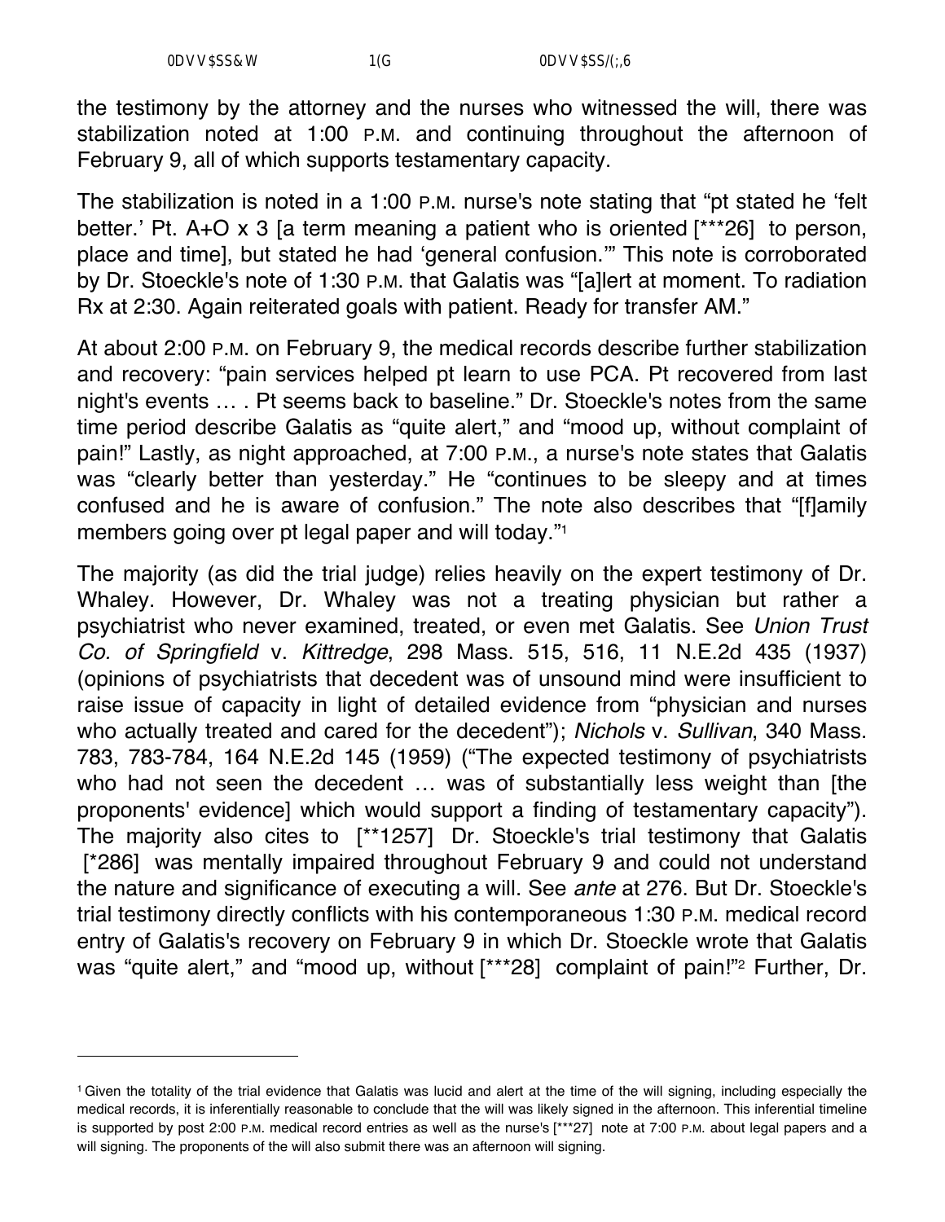the testimony by the attorney and the nurses who witnessed the will, there was stabilization noted at 1:00 P.M. and continuing throughout the afternoon of February 9, all of which supports testamentary capacity.

The stabilization is noted in a 1:00 P.M. nurse's note stating that "pt stated he 'felt better.' Pt. A+O x 3 [a term meaning a patient who is oriented [***26] to person, place and time], but stated he had 'general confusion.'" This note is corroborated by Dr. Stoeckle's note of 1:30 P.M. that Galatis was "[a]lert at moment. To radiation Rx at 2:30. Again reiterated goals with patient. Ready for transfer AM."

At about 2:00 P.M. on February 9, the medical records describe further stabilization and recovery: "pain services helped pt learn to use PCA. Pt recovered from last night's events … . Pt seems back to baseline." Dr. Stoeckle's notes from the same time period describe Galatis as "quite alert," and "mood up, without complaint of pain!" Lastly, as night approached, at 7:00 P.M., a nurse's note states that Galatis was "clearly better than yesterday." He "continues to be sleepy and at times confused and he is aware of confusion." The note also describes that "[f]amily members going over pt legal paper and will today."[1]

The majority (as did the trial judge) relies heavily on the expert testimony of Dr. Whaley. However, Dr. Whaley was not a treating physician but rather a psychiatrist who never examined, treated, or even met Galatis. See *Union Trust Co. of Springfield* v. *Kittredge*, 298 Mass. 515, 516, 11 N.E.2d 435 (1937) (opinions of psychiatrists that decedent was of unsound mind were insufficient to raise issue of capacity in light of detailed evidence from "physician and nurses who actually treated and cared for the decedent"); *Nichols* v. *Sullivan*, 340 Mass. 783, 783-784, 164 N.E.2d 145 (1959) ("The expected testimony of psychiatrists who had not seen the decedent … was of substantially less weight than [the proponents' evidence] which would support a finding of testamentary capacity"). The majority also cites to [**1257] Dr. Stoeckle's trial testimony that Galatis [*286] was mentally impaired throughout February 9 and could not understand the nature and significance of executing a will. See *ante* at 276. But Dr. Stoeckle's trial testimony directly conflicts with his contemporaneous 1:30 P.M. medical record entry of Galatis's recovery on February 9 in which Dr. Stoeckle wrote that Galatis was "quite alert," and "mood up, without [***28] complaint of pain!"[2] Further, Dr.

---

[1] Given the totality of the trial evidence that Galatis was lucid and alert at the time of the will signing, including especially the medical records, it is inferentially reasonable to conclude that the will was likely signed in the afternoon. This inferential timeline is supported by post 2:00 P.M. medical record entries as well as the nurse's [***27] note at 7:00 P.M. about legal papers and a will signing. The proponents of the will also submit there was an afternoon will signing.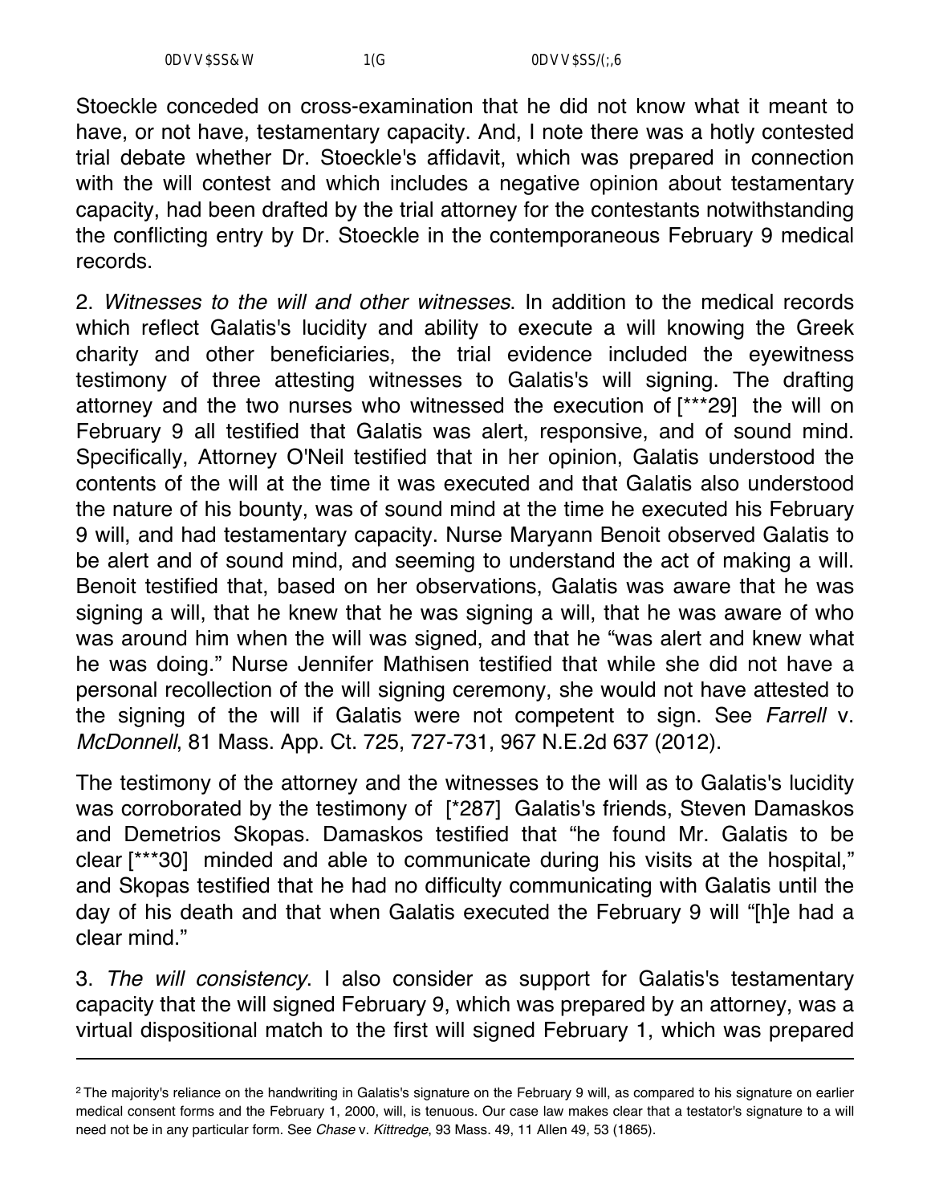Stoeckle conceded on cross-examination that he did not know what it meant to have, or not have, testamentary capacity. And, I note there was a hotly contested trial debate whether Dr. Stoeckle's affidavit, which was prepared in connection with the will contest and which includes a negative opinion about testamentary capacity, had been drafted by the trial attorney for the contestants notwithstanding the conflicting entry by Dr. Stoeckle in the contemporaneous February 9 medical records.

2. *Witnesses to the will and other witnesses*. In addition to the medical records which reflect Galatis's lucidity and ability to execute a will knowing the Greek charity and other beneficiaries, the trial evidence included the eyewitness testimony of three attesting witnesses to Galatis's will signing. The drafting attorney and the two nurses who witnessed the execution of [***29] the will on February 9 all testified that Galatis was alert, responsive, and of sound mind. Specifically, Attorney O'Neil testified that in her opinion, Galatis understood the contents of the will at the time it was executed and that Galatis also understood the nature of his bounty, was of sound mind at the time he executed his February 9 will, and had testamentary capacity. Nurse Maryann Benoit observed Galatis to be alert and of sound mind, and seeming to understand the act of making a will. Benoit testified that, based on her observations, Galatis was aware that he was signing a will, that he knew that he was signing a will, that he was aware of who was around him when the will was signed, and that he "was alert and knew what he was doing." Nurse Jennifer Mathisen testified that while she did not have a personal recollection of the will signing ceremony, she would not have attested to the signing of the will if Galatis were not competent to sign. See *Farrell* v. *McDonnell*, 81 Mass. App. Ct. 725, 727-731, 967 N.E.2d 637 (2012).

The testimony of the attorney and the witnesses to the will as to Galatis's lucidity was corroborated by the testimony of [*287] Galatis's friends, Steven Damaskos and Demetrios Skopas. Damaskos testified that "he found Mr. Galatis to be clear [***30] minded and able to communicate during his visits at the hospital," and Skopas testified that he had no difficulty communicating with Galatis until the day of his death and that when Galatis executed the February 9 will "[h]e had a clear mind."

3. *The will consistency*. I also consider as support for Galatis's testamentary capacity that the will signed February 9, which was prepared by an attorney, was a virtual dispositional match to the first will signed February 1, which was prepared

---

[2] The majority's reliance on the handwriting in Galatis's signature on the February 9 will, as compared to his signature on earlier medical consent forms and the February 1, 2000, will, is tenuous. Our case law makes clear that a testator's signature to a will need not be in any particular form. See *Chase* v. *Kittredge*, 93 Mass. 49, 11 Allen 49, 53 (1865).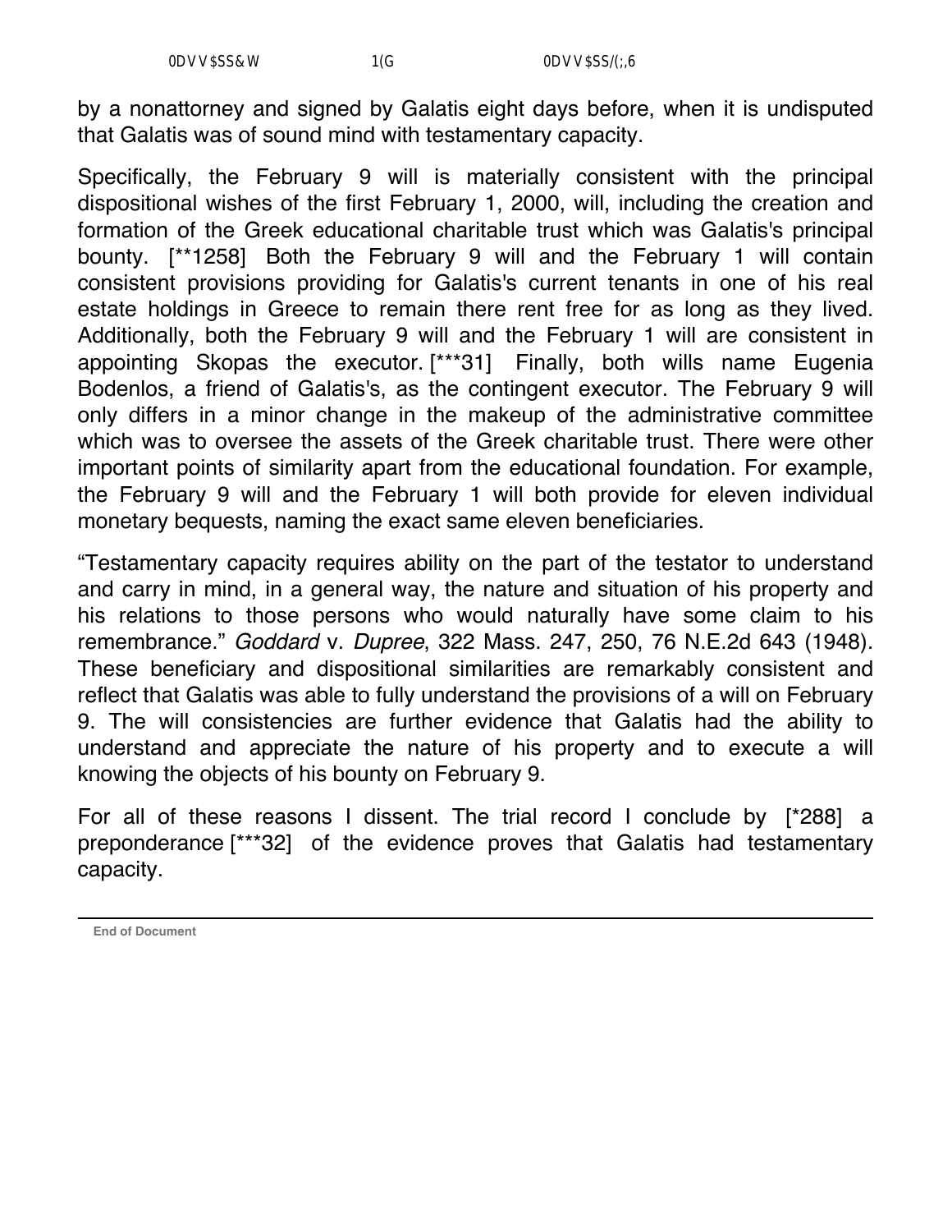by a nonattorney and signed by Galatis eight days before, when it is undisputed that Galatis was of sound mind with testamentary capacity.

Specifically, the February 9 will is materially consistent with the principal dispositional wishes of the first February 1, 2000, will, including the creation and formation of the Greek educational charitable trust which was Galatis's principal bounty. [**1258] Both the February 9 will and the February 1 will contain consistent provisions providing for Galatis's current tenants in one of his real estate holdings in Greece to remain there rent free for as long as they lived. Additionally, both the February 9 will and the February 1 will are consistent in appointing Skopas the executor. [***31] Finally, both wills name Eugenia Bodenlos, a friend of Galatis's, as the contingent executor. The February 9 will only differs in a minor change in the makeup of the administrative committee which was to oversee the assets of the Greek charitable trust. There were other important points of similarity apart from the educational foundation. For example, the February 9 will and the February 1 will both provide for eleven individual monetary bequests, naming the exact same eleven beneficiaries.

"Testamentary capacity requires ability on the part of the testator to understand and carry in mind, in a general way, the nature and situation of his property and his relations to those persons who would naturally have some claim to his remembrance." *Goddard* v. *Dupree*, 322 Mass. 247, 250, 76 N.E.2d 643 (1948). These beneficiary and dispositional similarities are remarkably consistent and reflect that Galatis was able to fully understand the provisions of a will on February 9. The will consistencies are further evidence that Galatis had the ability to understand and appreciate the nature of his property and to execute a will knowing the objects of his bounty on February 9.

For all of these reasons I dissent. The trial record I conclude by [*288] a preponderance [***32] of the evidence proves that Galatis had testamentary capacity.

**End of Document**